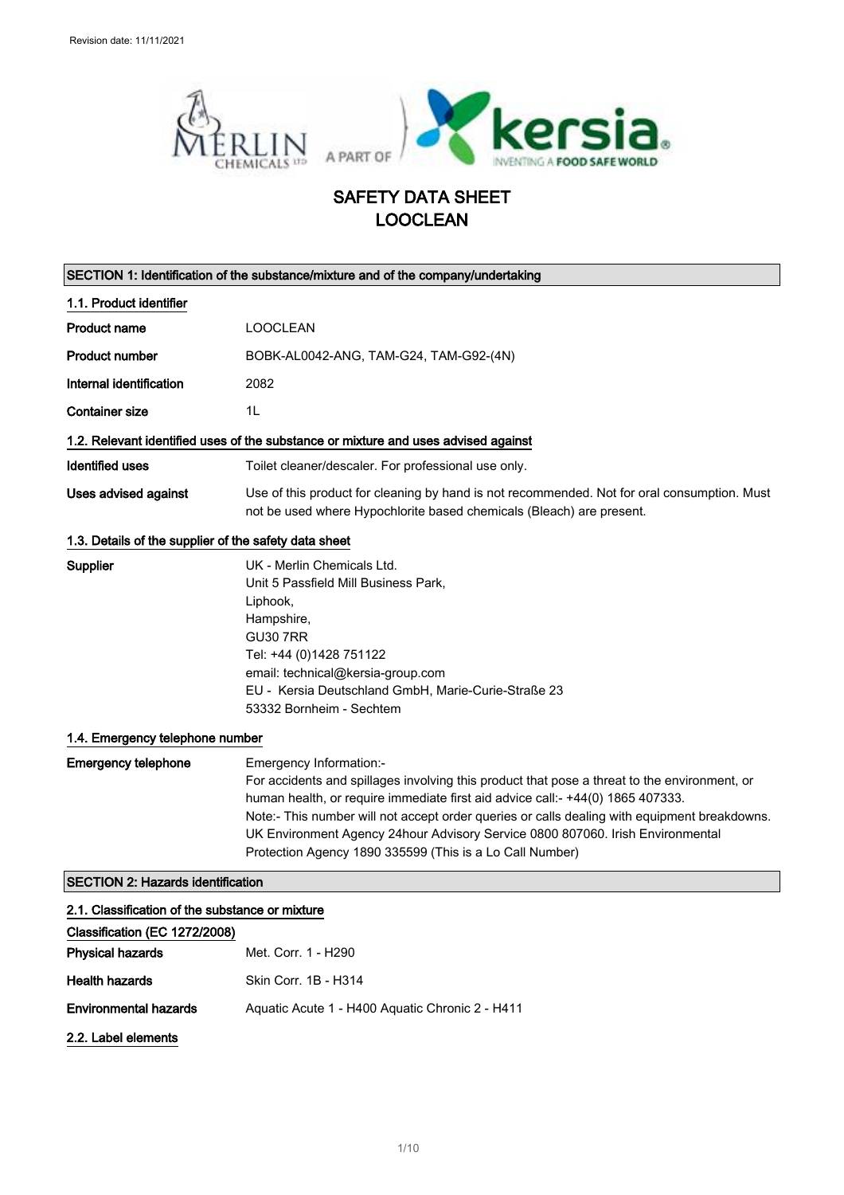Revision date: 11/11/2021

# SAFETY DATA SHEET
# LOOCLEAN

## SECTION 1: Identification of the substance/mixture and of the company/undertaking

### 1.1. Product identifier

| | |
|---|---|
| **Product name** | LOOCLEAN |
| **Product number** | BOBK-AL0042-ANG, TAM-G24, TAM-G92-(4N) |
| **Internal identification** | 2082 |
| **Container size** | 1L |

### 1.2. Relevant identified uses of the substance or mixture and uses advised against

| | |
|---|---|
| **Identified uses** | Toilet cleaner/descaler. For professional use only. |
| **Uses advised against** | Use of this product for cleaning by hand is not recommended. Not for oral consumption. Must not be used where Hypochlorite based chemicals (Bleach) are present. |

### 1.3. Details of the supplier of the safety data sheet

**Supplier**

UK - Merlin Chemicals Ltd.
Unit 5 Passfield Mill Business Park,
Liphook,
Hampshire,
GU30 7RR
Tel: +44 (0)1428 751122
email: technical@kersia-group.com
EU - Kersia Deutschland GmbH, Marie-Curie-Straße 23
53332 Bornheim - Sechtem

### 1.4. Emergency telephone number

**Emergency telephone**

Emergency Information:-
For accidents and spillages involving this product that pose a threat to the environment, or human health, or require immediate first aid advice call:- +44(0) 1865 407333.
Note:- This number will not accept order queries or calls dealing with equipment breakdowns.
UK Environment Agency 24hour Advisory Service 0800 807060. Irish Environmental Protection Agency 1890 335599 (This is a Lo Call Number)

## SECTION 2: Hazards identification

### 2.1. Classification of the substance or mixture

**Classification (EC 1272/2008)**

| | |
|---|---|
| **Physical hazards** | Met. Corr. 1 - H290 |
| **Health hazards** | Skin Corr. 1B - H314 |
| **Environmental hazards** | Aquatic Acute 1 - H400 Aquatic Chronic 2 - H411 |

### 2.2. Label elements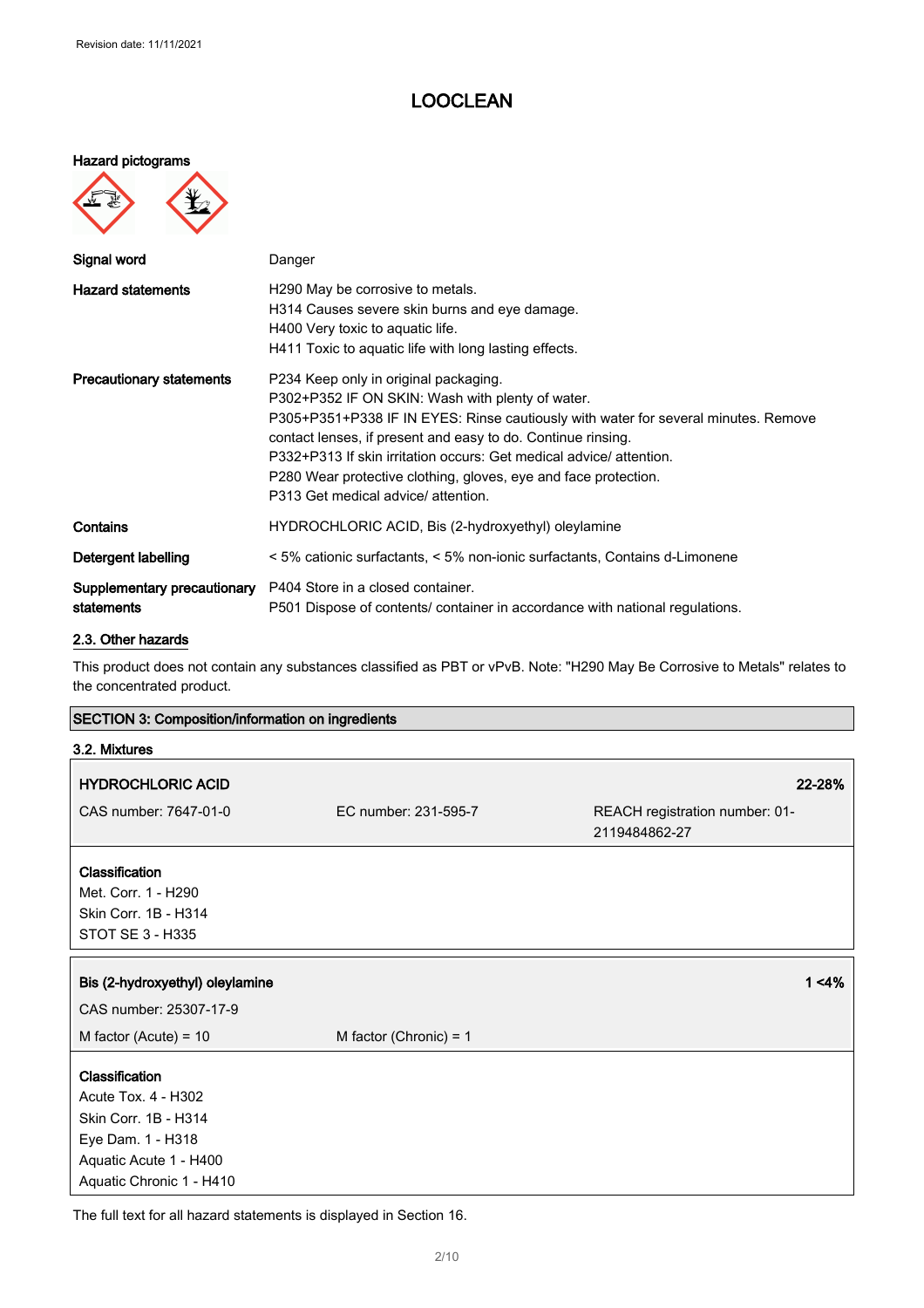# LOOCLEAN

**Hazard pictograms**

| | |
|---|---|
| **Signal word** | Danger |
| **Hazard statements** | H290 May be corrosive to metals.<br>H314 Causes severe skin burns and eye damage.<br>H400 Very toxic to aquatic life.<br>H411 Toxic to aquatic life with long lasting effects. |
| **Precautionary statements** | P234 Keep only in original packaging.<br>P302+P352 IF ON SKIN: Wash with plenty of water.<br>P305+P351+P338 IF IN EYES: Rinse cautiously with water for several minutes. Remove contact lenses, if present and easy to do. Continue rinsing.<br>P332+P313 If skin irritation occurs: Get medical advice/ attention.<br>P280 Wear protective clothing, gloves, eye and face protection.<br>P313 Get medical advice/ attention. |
| **Contains** | HYDROCHLORIC ACID, Bis (2-hydroxyethyl) oleylamine |
| **Detergent labelling** | < 5% cationic surfactants, < 5% non-ionic surfactants, Contains d-Limonene |
| **Supplementary precautionary statements** | P404 Store in a closed container.<br>P501 Dispose of contents/ container in accordance with national regulations. |

## 2.3. Other hazards

This product does not contain any substances classified as PBT or vPvB. Note: "H290 May Be Corrosive to Metals" relates to the concentrated product.

## SECTION 3: Composition/information on ingredients

### 3.2. Mixtures

| **HYDROCHLORIC ACID** | | **22-28%** |
|---|---|---|
| CAS number: 7647-01-0 | EC number: 231-595-7 | REACH registration number: 01-2119484862-27 |

**Classification**
Met. Corr. 1 - H290
Skin Corr. 1B - H314
STOT SE 3 - H335

| **Bis (2-hydroxyethyl) oleylamine** | | **1 <4%** |
|---|---|---|
| CAS number: 25307-17-9 | | |
| M factor (Acute) = 10 | M factor (Chronic) = 1 | |

**Classification**
Acute Tox. 4 - H302
Skin Corr. 1B - H314
Eye Dam. 1 - H318
Aquatic Acute 1 - H400
Aquatic Chronic 1 - H410

The full text for all hazard statements is displayed in Section 16.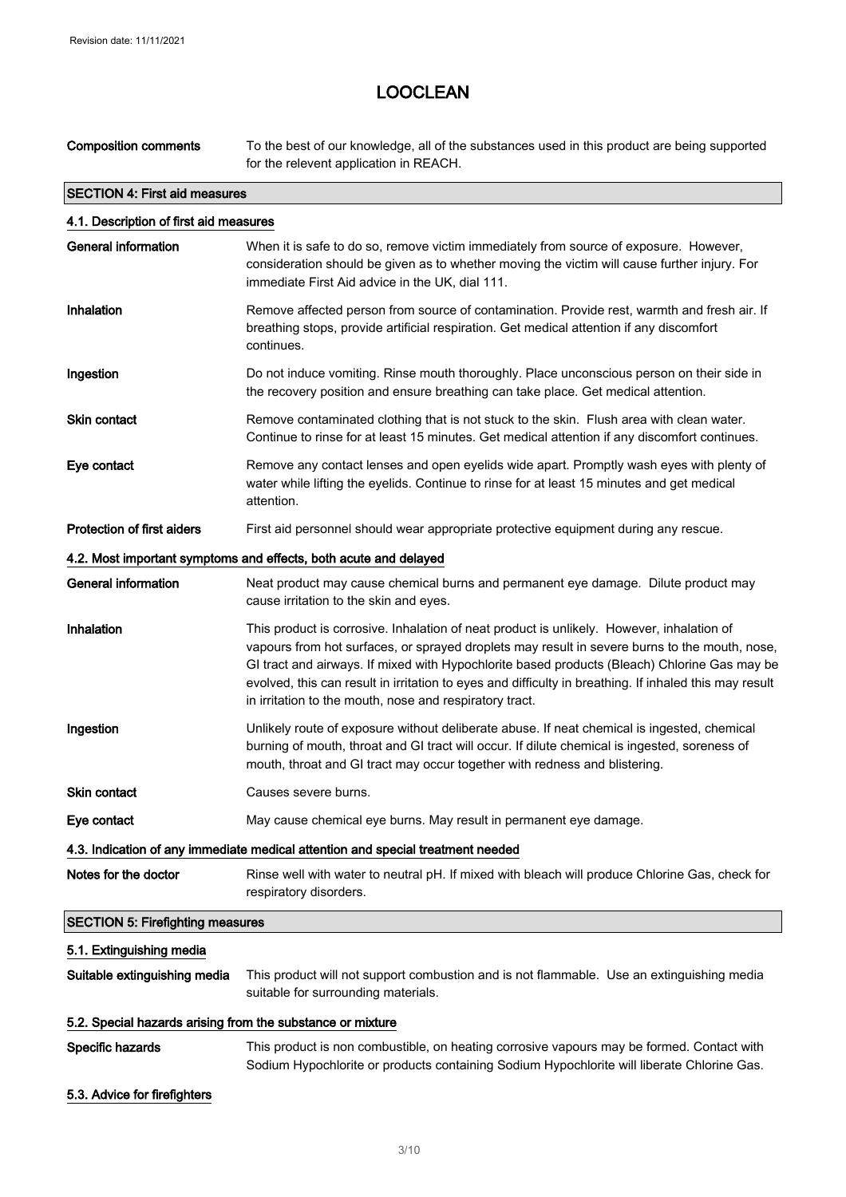| | |
|---|---|
| **Composition comments** | To the best of our knowledge, all of the substances used in this product are being supported for the relevent application in REACH. |

## SECTION 4: First aid measures

### 4.1. Description of first aid measures

| | |
|---|---|
| **General information** | When it is safe to do so, remove victim immediately from source of exposure. However, consideration should be given as to whether moving the victim will cause further injury. For immediate First Aid advice in the UK, dial 111. |
| **Inhalation** | Remove affected person from source of contamination. Provide rest, warmth and fresh air. If breathing stops, provide artificial respiration. Get medical attention if any discomfort continues. |
| **Ingestion** | Do not induce vomiting. Rinse mouth thoroughly. Place unconscious person on their side in the recovery position and ensure breathing can take place. Get medical attention. |
| **Skin contact** | Remove contaminated clothing that is not stuck to the skin. Flush area with clean water. Continue to rinse for at least 15 minutes. Get medical attention if any discomfort continues. |
| **Eye contact** | Remove any contact lenses and open eyelids wide apart. Promptly wash eyes with plenty of water while lifting the eyelids. Continue to rinse for at least 15 minutes and get medical attention. |
| **Protection of first aiders** | First aid personnel should wear appropriate protective equipment during any rescue. |

### 4.2. Most important symptoms and effects, both acute and delayed

| | |
|---|---|
| **General information** | Neat product may cause chemical burns and permanent eye damage. Dilute product may cause irritation to the skin and eyes. |
| **Inhalation** | This product is corrosive. Inhalation of neat product is unlikely. However, inhalation of vapours from hot surfaces, or sprayed droplets may result in severe burns to the mouth, nose, GI tract and airways. If mixed with Hypochlorite based products (Bleach) Chlorine Gas may be evolved, this can result in irritation to eyes and difficulty in breathing. If inhaled this may result in irritation to the mouth, nose and respiratory tract. |
| **Ingestion** | Unlikely route of exposure without deliberate abuse. If neat chemical is ingested, chemical burning of mouth, throat and GI tract will occur. If dilute chemical is ingested, soreness of mouth, throat and GI tract may occur together with redness and blistering. |
| **Skin contact** | Causes severe burns. |
| **Eye contact** | May cause chemical eye burns. May result in permanent eye damage. |

### 4.3. Indication of any immediate medical attention and special treatment needed

| | |
|---|---|
| **Notes for the doctor** | Rinse well with water to neutral pH. If mixed with bleach will produce Chlorine Gas, check for respiratory disorders. |

## SECTION 5: Firefighting measures

### 5.1. Extinguishing media

| | |
|---|---|
| **Suitable extinguishing media** | This product will not support combustion and is not flammable. Use an extinguishing media suitable for surrounding materials. |

### 5.2. Special hazards arising from the substance or mixture

| | |
|---|---|
| **Specific hazards** | This product is non combustible, on heating corrosive vapours may be formed. Contact with Sodium Hypochlorite or products containing Sodium Hypochlorite will liberate Chlorine Gas. |

### 5.3. Advice for firefighters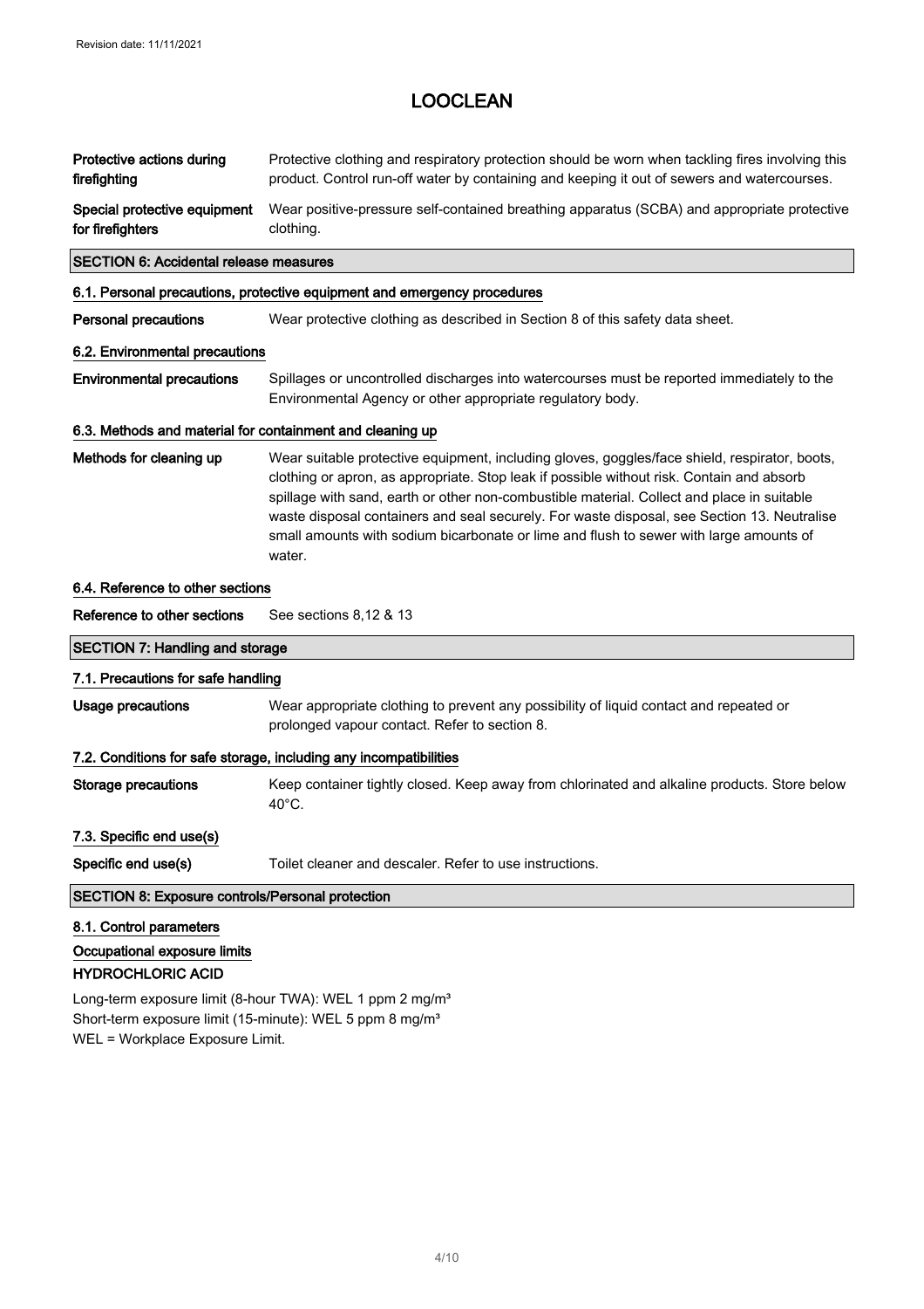# LOOCLEAN

| | |
|---|---|
| **Protective actions during firefighting** | Protective clothing and respiratory protection should be worn when tackling fires involving this product. Control run-off water by containing and keeping it out of sewers and watercourses. |
| **Special protective equipment for firefighters** | Wear positive-pressure self-contained breathing apparatus (SCBA) and appropriate protective clothing. |

## SECTION 6: Accidental release measures

### 6.1. Personal precautions, protective equipment and emergency procedures

| | |
|---|---|
| **Personal precautions** | Wear protective clothing as described in Section 8 of this safety data sheet. |

### 6.2. Environmental precautions

| | |
|---|---|
| **Environmental precautions** | Spillages or uncontrolled discharges into watercourses must be reported immediately to the Environmental Agency or other appropriate regulatory body. |

### 6.3. Methods and material for containment and cleaning up

| | |
|---|---|
| **Methods for cleaning up** | Wear suitable protective equipment, including gloves, goggles/face shield, respirator, boots, clothing or apron, as appropriate. Stop leak if possible without risk. Contain and absorb spillage with sand, earth or other non-combustible material. Collect and place in suitable waste disposal containers and seal securely. For waste disposal, see Section 13. Neutralise small amounts with sodium bicarbonate or lime and flush to sewer with large amounts of water. |

### 6.4. Reference to other sections

| | |
|---|---|
| **Reference to other sections** | See sections 8,12 & 13 |

## SECTION 7: Handling and storage

### 7.1. Precautions for safe handling

| | |
|---|---|
| **Usage precautions** | Wear appropriate clothing to prevent any possibility of liquid contact and repeated or prolonged vapour contact. Refer to section 8. |

### 7.2. Conditions for safe storage, including any incompatibilities

| | |
|---|---|
| **Storage precautions** | Keep container tightly closed. Keep away from chlorinated and alkaline products. Store below 40°C. |

### 7.3. Specific end use(s)

| | |
|---|---|
| **Specific end use(s)** | Toilet cleaner and descaler. Refer to use instructions. |

## SECTION 8: Exposure controls/Personal protection

### 8.1. Control parameters

#### Occupational exposure limits

**HYDROCHLORIC ACID**

Long-term exposure limit (8-hour TWA): WEL 1 ppm 2 mg/m³
Short-term exposure limit (15-minute): WEL 5 ppm 8 mg/m³
WEL = Workplace Exposure Limit.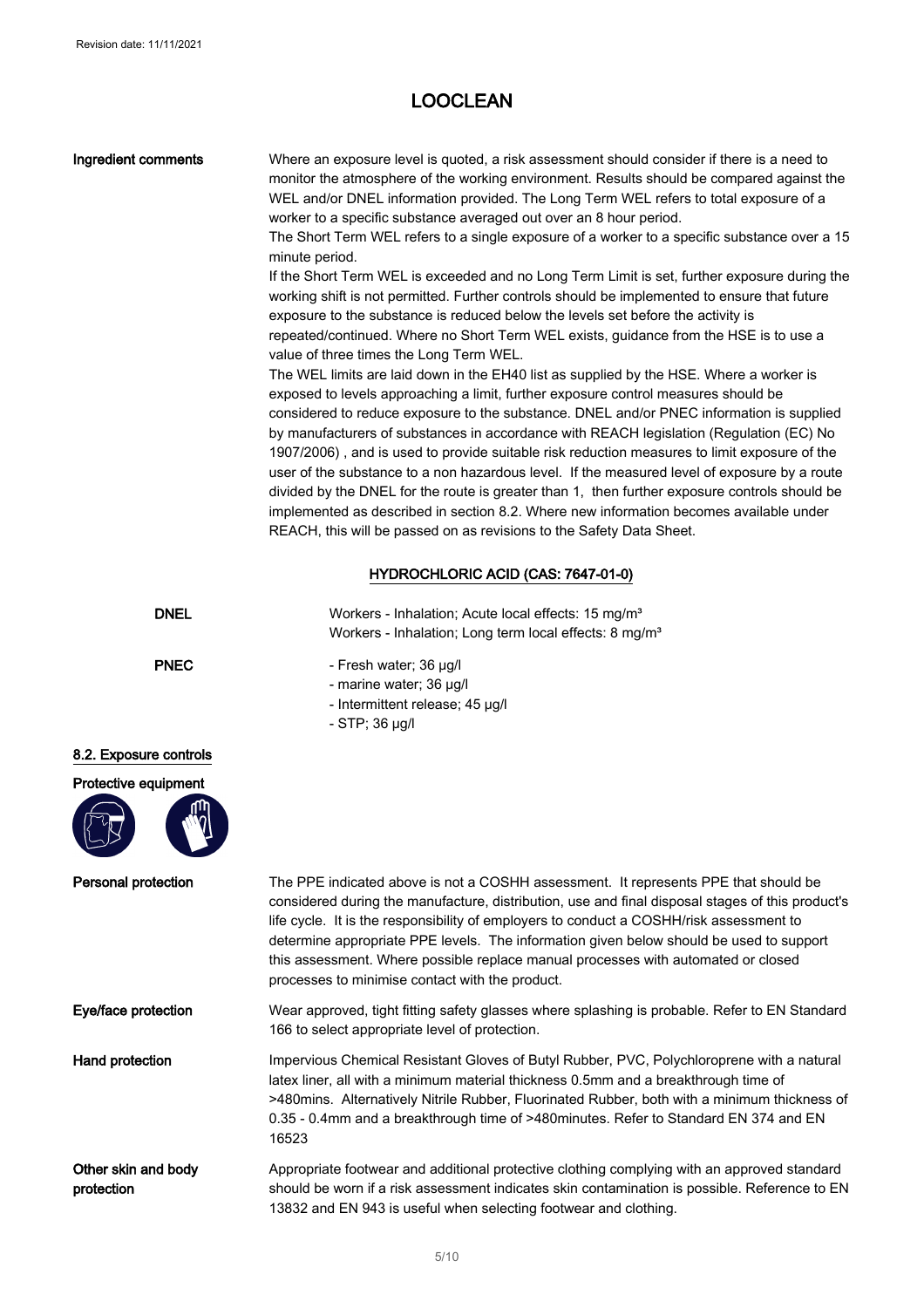**Ingredient comments**

Where an exposure level is quoted, a risk assessment should consider if there is a need to monitor the atmosphere of the working environment. Results should be compared against the WEL and/or DNEL information provided. The Long Term WEL refers to total exposure of a worker to a specific substance averaged out over an 8 hour period.

The Short Term WEL refers to a single exposure of a worker to a specific substance over a 15 minute period.

If the Short Term WEL is exceeded and no Long Term Limit is set, further exposure during the working shift is not permitted. Further controls should be implemented to ensure that future exposure to the substance is reduced below the levels set before the activity is repeated/continued. Where no Short Term WEL exists, guidance from the HSE is to use a value of three times the Long Term WEL.

The WEL limits are laid down in the EH40 list as supplied by the HSE. Where a worker is exposed to levels approaching a limit, further exposure control measures should be considered to reduce exposure to the substance. DNEL and/or PNEC information is supplied by manufacturers of substances in accordance with REACH legislation (Regulation (EC) No 1907/2006) , and is used to provide suitable risk reduction measures to limit exposure of the user of the substance to a non hazardous level. If the measured level of exposure by a route divided by the DNEL for the route is greater than 1, then further exposure controls should be implemented as described in section 8.2. Where new information becomes available under REACH, this will be passed on as revisions to the Safety Data Sheet.

**HYDROCHLORIC ACID (CAS: 7647-01-0)**

**DNEL**

Workers - Inhalation; Acute local effects: 15 mg/m³
Workers - Inhalation; Long term local effects: 8 mg/m³

**PNEC**

- Fresh water; 36 µg/l
- marine water; 36 µg/l
- Intermittent release; 45 µg/l
- STP; 36 µg/l

## 8.2. Exposure controls

**Protective equipment**

**Personal protection**

The PPE indicated above is not a COSHH assessment. It represents PPE that should be considered during the manufacture, distribution, use and final disposal stages of this product's life cycle. It is the responsibility of employers to conduct a COSHH/risk assessment to determine appropriate PPE levels. The information given below should be used to support this assessment. Where possible replace manual processes with automated or closed processes to minimise contact with the product.

**Eye/face protection**

Wear approved, tight fitting safety glasses where splashing is probable. Refer to EN Standard 166 to select appropriate level of protection.

**Hand protection**

Impervious Chemical Resistant Gloves of Butyl Rubber, PVC, Polychloroprene with a natural latex liner, all with a minimum material thickness 0.5mm and a breakthrough time of >480mins. Alternatively Nitrile Rubber, Fluorinated Rubber, both with a minimum thickness of 0.35 - 0.4mm and a breakthrough time of >480minutes. Refer to Standard EN 374 and EN 16523

**Other skin and body protection**

Appropriate footwear and additional protective clothing complying with an approved standard should be worn if a risk assessment indicates skin contamination is possible. Reference to EN 13832 and EN 943 is useful when selecting footwear and clothing.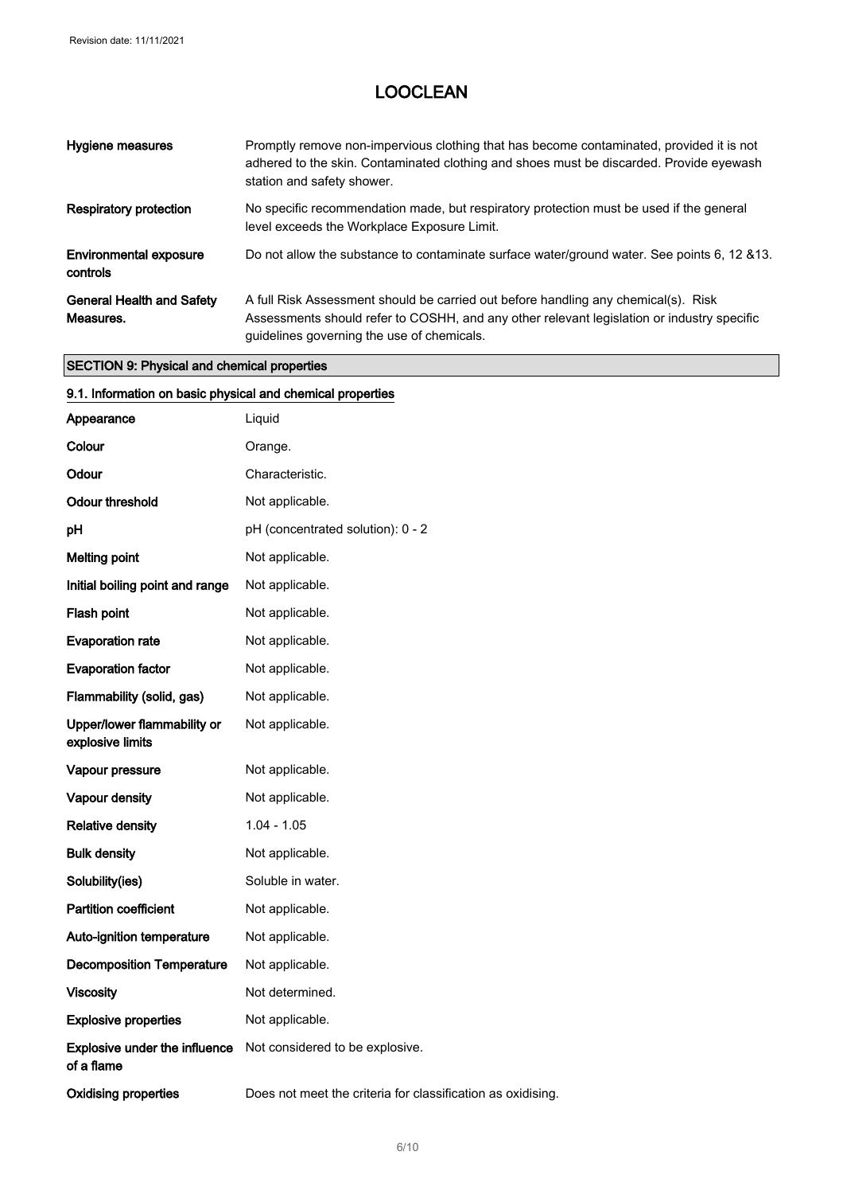| | |
|---|---|
| **Hygiene measures** | Promptly remove non-impervious clothing that has become contaminated, provided it is not adhered to the skin. Contaminated clothing and shoes must be discarded. Provide eyewash station and safety shower. |
| **Respiratory protection** | No specific recommendation made, but respiratory protection must be used if the general level exceeds the Workplace Exposure Limit. |
| **Environmental exposure controls** | Do not allow the substance to contaminate surface water/ground water. See points 6, 12 &13. |
| **General Health and Safety Measures.** | A full Risk Assessment should be carried out before handling any chemical(s). Risk Assessments should refer to COSHH, and any other relevant legislation or industry specific guidelines governing the use of chemicals. |

## SECTION 9: Physical and chemical properties

### 9.1. Information on basic physical and chemical properties

| | |
|---|---|
| **Appearance** | Liquid |
| **Colour** | Orange. |
| **Odour** | Characteristic. |
| **Odour threshold** | Not applicable. |
| **pH** | pH (concentrated solution): 0 - 2 |
| **Melting point** | Not applicable. |
| **Initial boiling point and range** | Not applicable. |
| **Flash point** | Not applicable. |
| **Evaporation rate** | Not applicable. |
| **Evaporation factor** | Not applicable. |
| **Flammability (solid, gas)** | Not applicable. |
| **Upper/lower flammability or explosive limits** | Not applicable. |
| **Vapour pressure** | Not applicable. |
| **Vapour density** | Not applicable. |
| **Relative density** | 1.04 - 1.05 |
| **Bulk density** | Not applicable. |
| **Solubility(ies)** | Soluble in water. |
| **Partition coefficient** | Not applicable. |
| **Auto-ignition temperature** | Not applicable. |
| **Decomposition Temperature** | Not applicable. |
| **Viscosity** | Not determined. |
| **Explosive properties** | Not applicable. |
| **Explosive under the influence of a flame** | Not considered to be explosive. |
| **Oxidising properties** | Does not meet the criteria for classification as oxidising. |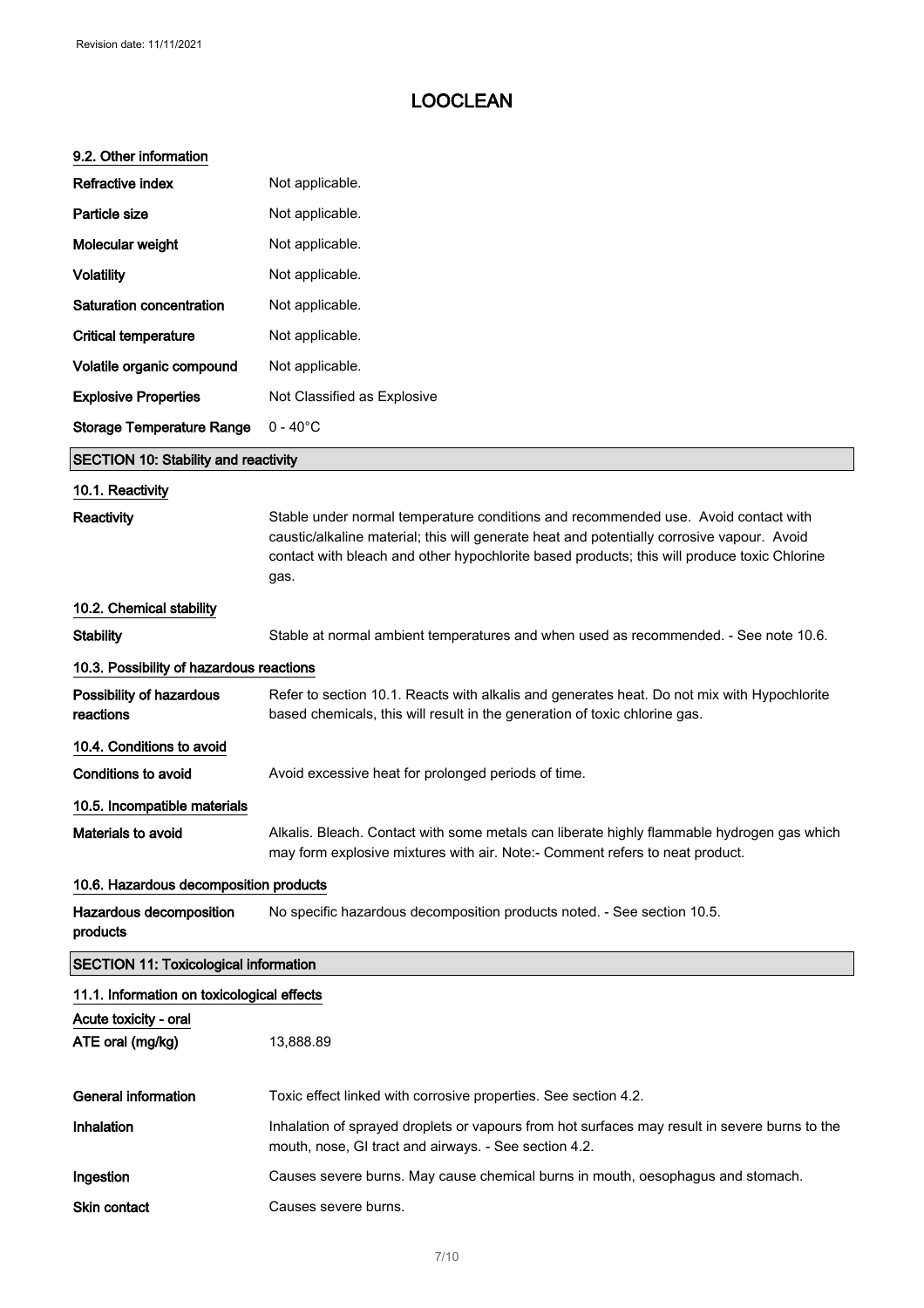# LOOCLEAN

### 9.2. Other information

| | |
|---|---|
| **Refractive index** | Not applicable. |
| **Particle size** | Not applicable. |
| **Molecular weight** | Not applicable. |
| **Volatility** | Not applicable. |
| **Saturation concentration** | Not applicable. |
| **Critical temperature** | Not applicable. |
| **Volatile organic compound** | Not applicable. |
| **Explosive Properties** | Not Classified as Explosive |
| **Storage Temperature Range** | 0 - 40°C |

## SECTION 10: Stability and reactivity

### 10.1. Reactivity

**Reactivity** Stable under normal temperature conditions and recommended use. Avoid contact with caustic/alkaline material; this will generate heat and potentially corrosive vapour. Avoid contact with bleach and other hypochlorite based products; this will produce toxic Chlorine gas.

### 10.2. Chemical stability

**Stability** Stable at normal ambient temperatures and when used as recommended. - See note 10.6.

### 10.3. Possibility of hazardous reactions

**Possibility of hazardous reactions** Refer to section 10.1. Reacts with alkalis and generates heat. Do not mix with Hypochlorite based chemicals, this will result in the generation of toxic chlorine gas.

### 10.4. Conditions to avoid

**Conditions to avoid** Avoid excessive heat for prolonged periods of time.

### 10.5. Incompatible materials

**Materials to avoid** Alkalis. Bleach. Contact with some metals can liberate highly flammable hydrogen gas which may form explosive mixtures with air. Note:- Comment refers to neat product.

### 10.6. Hazardous decomposition products

**Hazardous decomposition products** No specific hazardous decomposition products noted. - See section 10.5.

## SECTION 11: Toxicological information

### 11.1. Information on toxicological effects

**Acute toxicity - oral**

**ATE oral (mg/kg)** 13,888.89

**General information** Toxic effect linked with corrosive properties. See section 4.2.

**Inhalation** Inhalation of sprayed droplets or vapours from hot surfaces may result in severe burns to the mouth, nose, GI tract and airways. - See section 4.2.

**Ingestion** Causes severe burns. May cause chemical burns in mouth, oesophagus and stomach.

**Skin contact** Causes severe burns.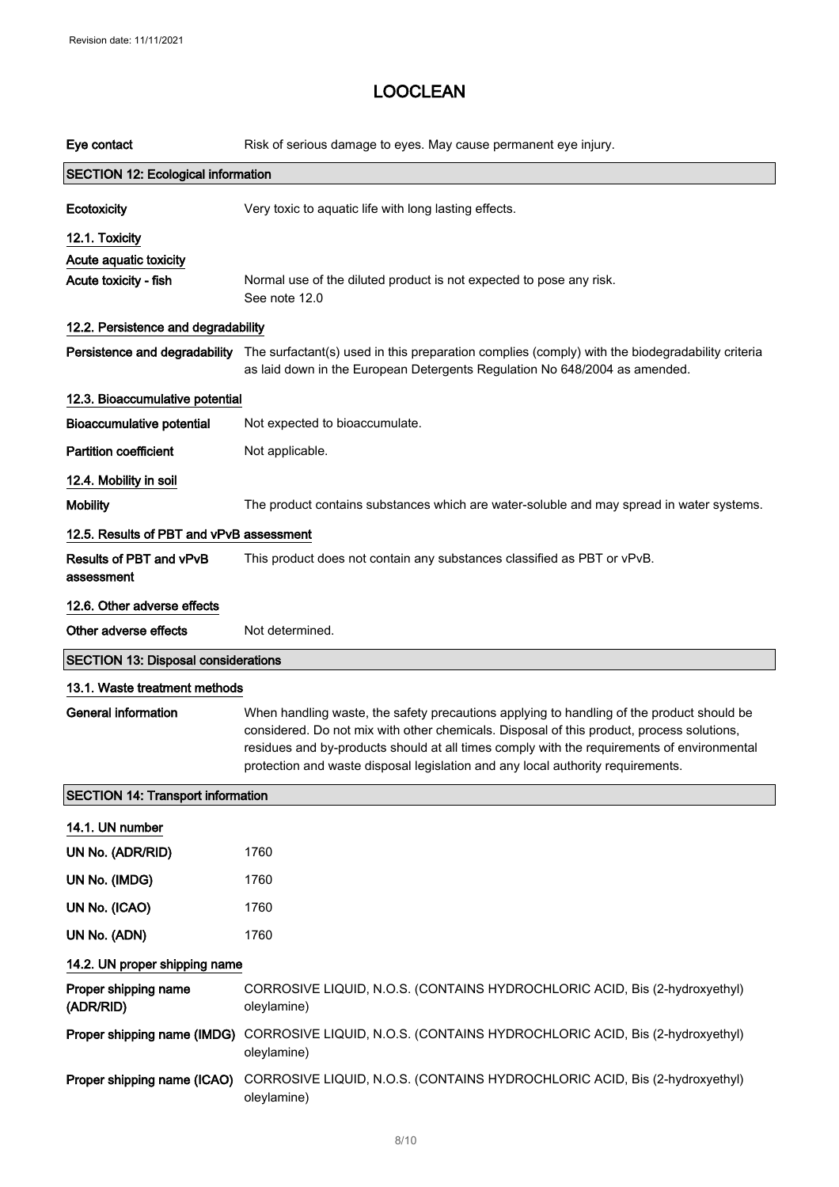| | |
|---|---|
| **Eye contact** | Risk of serious damage to eyes. May cause permanent eye injury. |

## SECTION 12: Ecological information

| | |
|---|---|
| **Ecotoxicity** | Very toxic to aquatic life with long lasting effects. |

### 12.1. Toxicity

**Acute aquatic toxicity**

| | |
|---|---|
| **Acute toxicity - fish** | Normal use of the diluted product is not expected to pose any risk.<br>See note 12.0 |

### 12.2. Persistence and degradability

| | |
|---|---|
| **Persistence and degradability** | The surfactant(s) used in this preparation complies (comply) with the biodegradability criteria as laid down in the European Detergents Regulation No 648/2004 as amended. |

### 12.3. Bioaccumulative potential

| | |
|---|---|
| **Bioaccumulative potential** | Not expected to bioaccumulate. |
| **Partition coefficient** | Not applicable. |

### 12.4. Mobility in soil

| | |
|---|---|
| **Mobility** | The product contains substances which are water-soluble and may spread in water systems. |

### 12.5. Results of PBT and vPvB assessment

| | |
|---|---|
| **Results of PBT and vPvB assessment** | This product does not contain any substances classified as PBT or vPvB. |

### 12.6. Other adverse effects

| | |
|---|---|
| **Other adverse effects** | Not determined. |

## SECTION 13: Disposal considerations

### 13.1. Waste treatment methods

| | |
|---|---|
| **General information** | When handling waste, the safety precautions applying to handling of the product should be considered. Do not mix with other chemicals. Disposal of this product, process solutions, residues and by-products should at all times comply with the requirements of environmental protection and waste disposal legislation and any local authority requirements. |

## SECTION 14: Transport information

### 14.1. UN number

| | |
|---|---|
| **UN No. (ADR/RID)** | 1760 |
| **UN No. (IMDG)** | 1760 |
| **UN No. (ICAO)** | 1760 |
| **UN No. (ADN)** | 1760 |

### 14.2. UN proper shipping name

| | |
|---|---|
| **Proper shipping name (ADR/RID)** | CORROSIVE LIQUID, N.O.S. (CONTAINS HYDROCHLORIC ACID, Bis (2-hydroxyethyl) oleylamine) |
| **Proper shipping name (IMDG)** | CORROSIVE LIQUID, N.O.S. (CONTAINS HYDROCHLORIC ACID, Bis (2-hydroxyethyl) oleylamine) |
| **Proper shipping name (ICAO)** | CORROSIVE LIQUID, N.O.S. (CONTAINS HYDROCHLORIC ACID, Bis (2-hydroxyethyl) oleylamine) |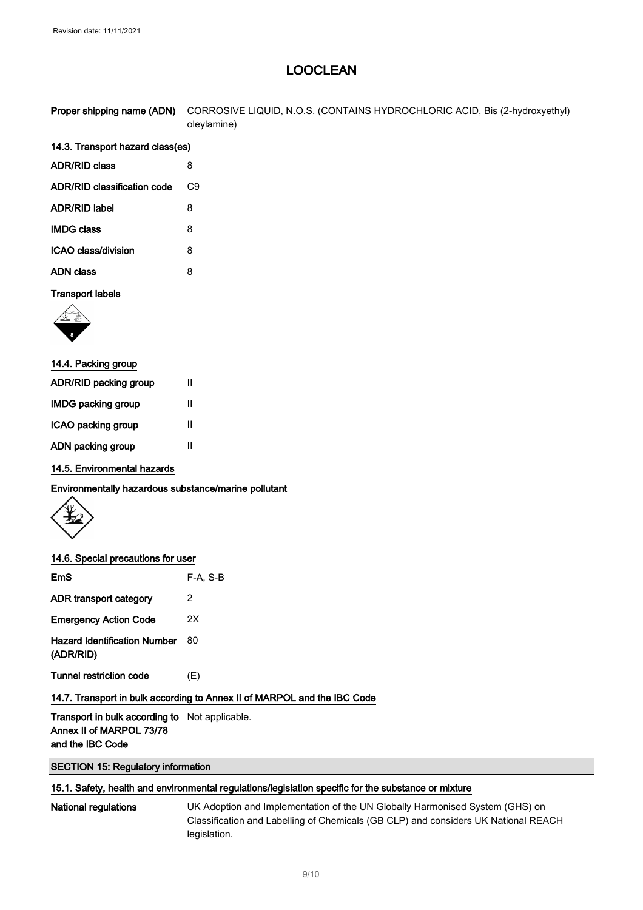**Proper shipping name (ADN)** CORROSIVE LIQUID, N.O.S. (CONTAINS HYDROCHLORIC ACID, Bis (2-hydroxyethyl) oleylamine)

### 14.3. Transport hazard class(es)

| | |
|---|---|
| **ADR/RID class** | 8 |
| **ADR/RID classification code** | C9 |
| **ADR/RID label** | 8 |
| **IMDG class** | 8 |
| **ICAO class/division** | 8 |
| **ADN class** | 8 |

**Transport labels**

### 14.4. Packing group

| | |
|---|---|
| **ADR/RID packing group** | II |
| **IMDG packing group** | II |
| **ICAO packing group** | II |
| **ADN packing group** | II |

### 14.5. Environmental hazards

**Environmentally hazardous substance/marine pollutant**

### 14.6. Special precautions for user

| | |
|---|---|
| **EmS** | F-A, S-B |
| **ADR transport category** | 2 |
| **Emergency Action Code** | 2X |
| **Hazard Identification Number (ADR/RID)** | 80 |
| **Tunnel restriction code** | (E) |

### 14.7. Transport in bulk according to Annex II of MARPOL and the IBC Code

**Transport in bulk according to Annex II of MARPOL 73/78 and the IBC Code** Not applicable.

## SECTION 15: Regulatory information

### 15.1. Safety, health and environmental regulations/legislation specific for the substance or mixture

**National regulations** UK Adoption and Implementation of the UN Globally Harmonised System (GHS) on Classification and Labelling of Chemicals (GB CLP) and considers UK National REACH legislation.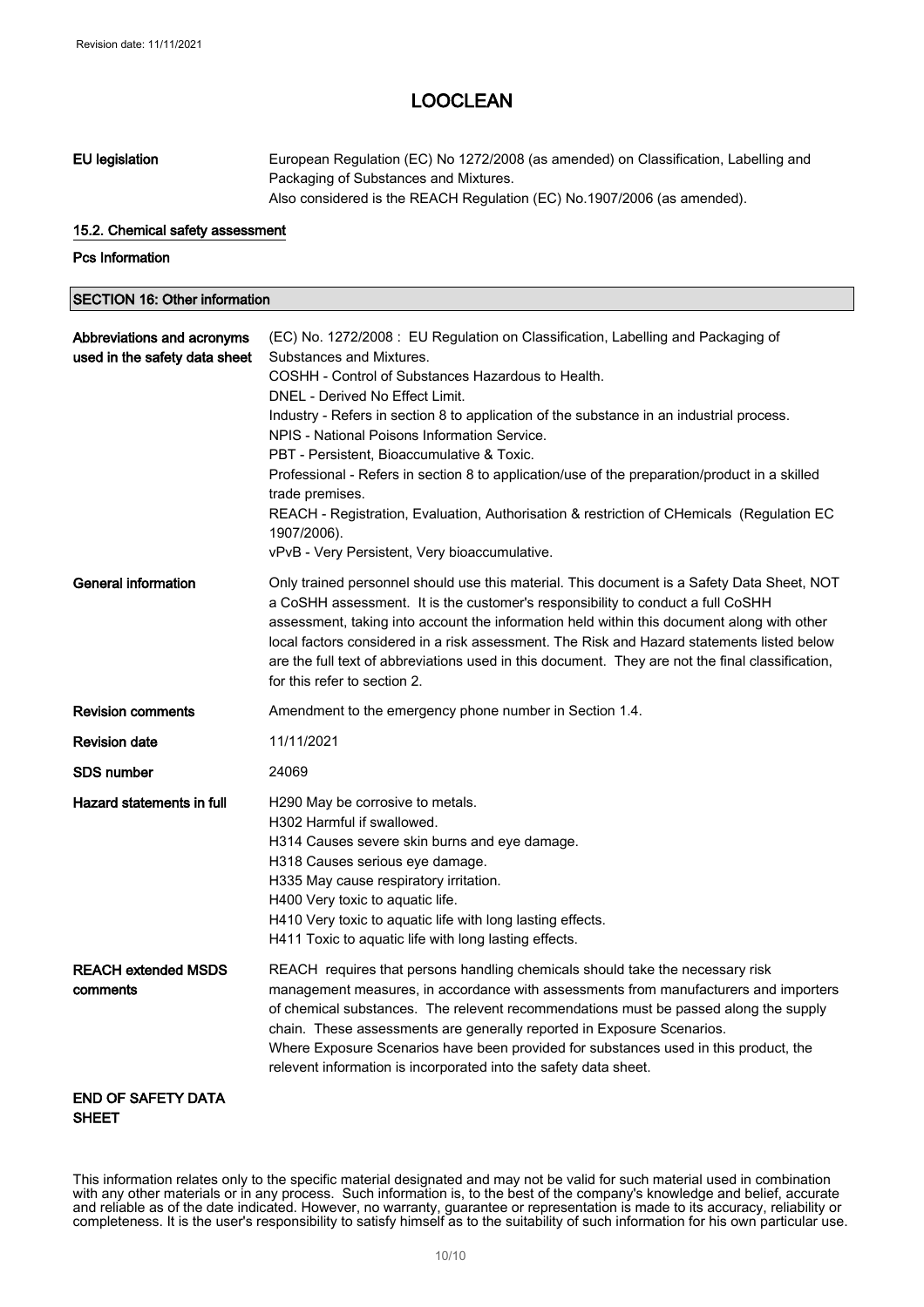# LOOCLEAN

| | |
|---|---|
| **EU legislation** | European Regulation (EC) No 1272/2008 (as amended) on Classification, Labelling and Packaging of Substances and Mixtures. Also considered is the REACH Regulation (EC) No.1907/2006 (as amended). |

### 15.2. Chemical safety assessment

**Pcs Information**

## SECTION 16: Other information

**Abbreviations and acronyms used in the safety data sheet**

(EC) No. 1272/2008 : EU Regulation on Classification, Labelling and Packaging of Substances and Mixtures.
COSHH - Control of Substances Hazardous to Health.
DNEL - Derived No Effect Limit.
Industry - Refers in section 8 to application of the substance in an industrial process.
NPIS - National Poisons Information Service.
PBT - Persistent, Bioaccumulative & Toxic.
Professional - Refers in section 8 to application/use of the preparation/product in a skilled trade premises.
REACH - Registration, Evaluation, Authorisation & restriction of CHemicals (Regulation EC 1907/2006).
vPvB - Very Persistent, Very bioaccumulative.

**General information**

Only trained personnel should use this material. This document is a Safety Data Sheet, NOT a CoSHH assessment. It is the customer's responsibility to conduct a full CoSHH assessment, taking into account the information held within this document along with other local factors considered in a risk assessment. The Risk and Hazard statements listed below are the full text of abbreviations used in this document. They are not the final classification, for this refer to section 2.

**Revision comments**

Amendment to the emergency phone number in Section 1.4.

**Revision date**

11/11/2021

**SDS number**

24069

**Hazard statements in full**

H290 May be corrosive to metals.
H302 Harmful if swallowed.
H314 Causes severe skin burns and eye damage.
H318 Causes serious eye damage.
H335 May cause respiratory irritation.
H400 Very toxic to aquatic life.
H410 Very toxic to aquatic life with long lasting effects.
H411 Toxic to aquatic life with long lasting effects.

**REACH extended MSDS comments**

REACH requires that persons handling chemicals should take the necessary risk management measures, in accordance with assessments from manufacturers and importers of chemical substances. The relevent recommendations must be passed along the supply chain. These assessments are generally reported in Exposure Scenarios.
Where Exposure Scenarios have been provided for substances used in this product, the relevent information is incorporated into the safety data sheet.

**END OF SAFETY DATA SHEET**

This information relates only to the specific material designated and may not be valid for such material used in combination with any other materials or in any process. Such information is, to the best of the company's knowledge and belief, accurate and reliable as of the date indicated. However, no warranty, guarantee or representation is made to its accuracy, reliability or completeness. It is the user's responsibility to satisfy himself as to the suitability of such information for his own particular use.